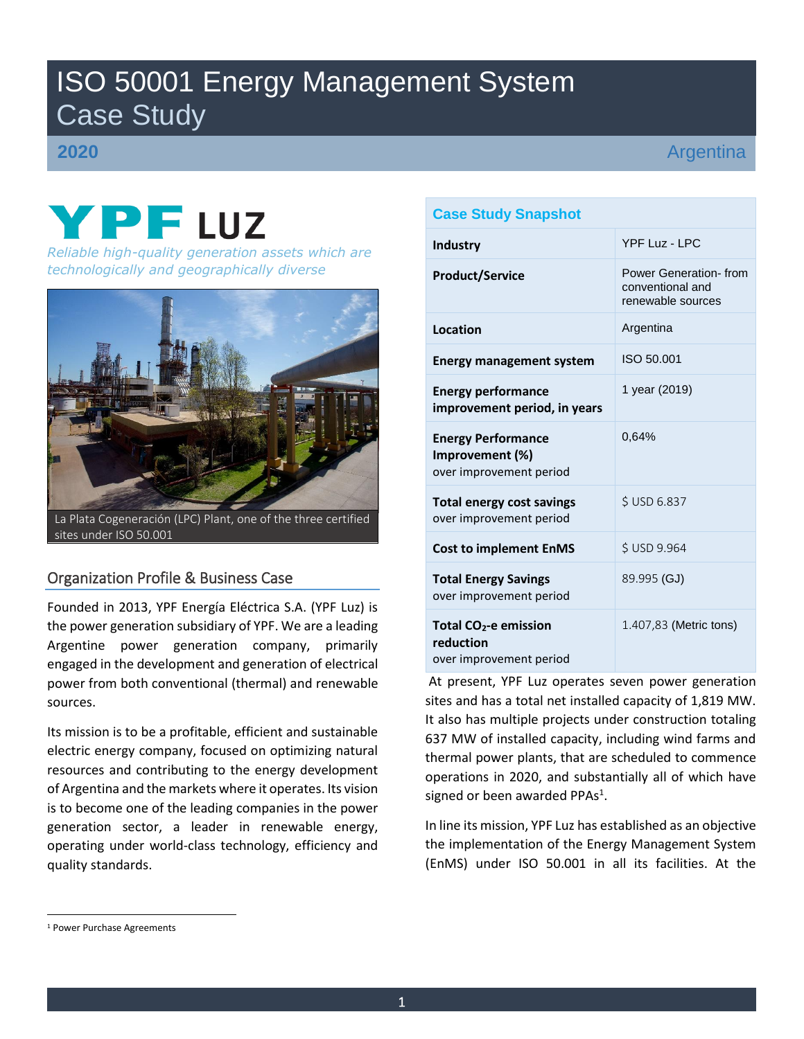# ISO 50001 Energy Management System Case Study

**2020** Argentina

YPF LUZ

*Reliable high-quality generation assets which are technologically and geographically diverse*

La Plata Cogeneración (LPC) Plant, one of the three certified sites under ISO 50.001

## Organization Profile & Business Case

Founded in 2013, YPF Energía Eléctrica S.A. (YPF Luz) is the power generation subsidiary of YPF. We are a leading Argentine power generation company, primarily engaged in the development and generation of electrical power from both conventional (thermal) and renewable sources.

Its mission is to be a profitable, efficient and sustainable electric energy company, focused on optimizing natural resources and contributing to the energy development of Argentina and the markets where it operates. Its vision is to become one of the leading companies in the power generation sector, a leader in renewable energy, operating under world-class technology, efficiency and quality standards.

| Case Study Snapshot | |
|---|---|
| **Industry** | YPF Luz - LPC |
| **Product/Service** | Power Generation- from conventional and renewable sources |
| **Location** | Argentina |
| **Energy management system** | ISO 50.001 |
| **Energy performance improvement period, in years** | 1 year (2019) |
| **Energy Performance Improvement (%)** over improvement period | 0,64% |
| **Total energy cost savings** over improvement period | $ USD 6.837 |
| **Cost to implement EnMS** | $ USD 9.964 |
| **Total Energy Savings** over improvement period | 89.995 (GJ) |
| **Total $CO_2$-e emission reduction** over improvement period | 1.407,83 (Metric tons) |

At present, YPF Luz operates seven power generation sites and has a total net installed capacity of 1,819 MW. It also has multiple projects under construction totaling 637 MW of installed capacity, including wind farms and thermal power plants, that are scheduled to commence operations in 2020, and substantially all of which have signed or been awarded PPAs[1].

In line its mission, YPF Luz has established as an objective the implementation of the Energy Management System (EnMS) under ISO 50.001 in all its facilities. At the

[1] Power Purchase Agreements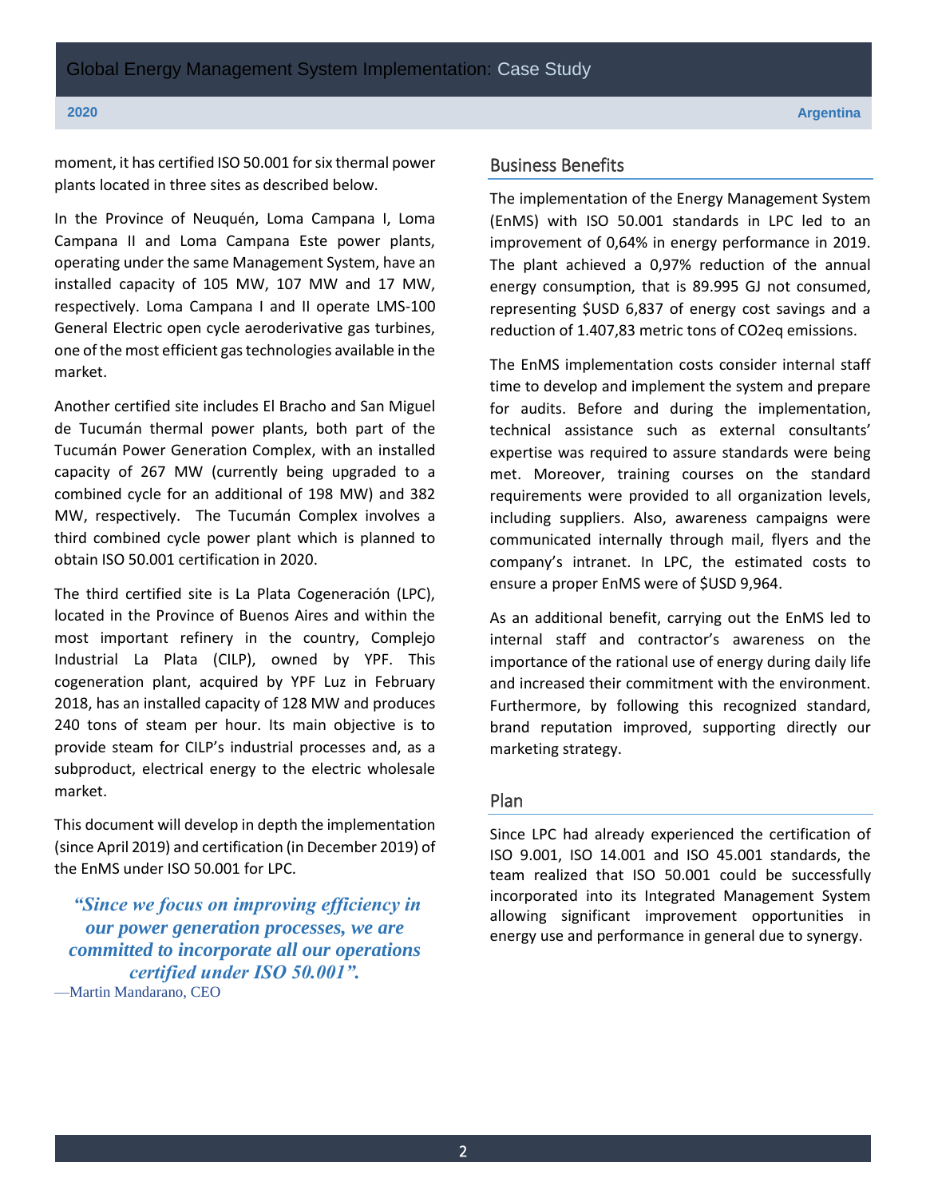moment, it has certified ISO 50.001 for six thermal power plants located in three sites as described below.

In the Province of Neuquén, Loma Campana I, Loma Campana II and Loma Campana Este power plants, operating under the same Management System, have an installed capacity of 105 MW, 107 MW and 17 MW, respectively. Loma Campana I and II operate LMS-100 General Electric open cycle aeroderivative gas turbines, one of the most efficient gas technologies available in the market.

Another certified site includes El Bracho and San Miguel de Tucumán thermal power plants, both part of the Tucumán Power Generation Complex, with an installed capacity of 267 MW (currently being upgraded to a combined cycle for an additional of 198 MW) and 382 MW, respectively. The Tucumán Complex involves a third combined cycle power plant which is planned to obtain ISO 50.001 certification in 2020.

The third certified site is La Plata Cogeneración (LPC), located in the Province of Buenos Aires and within the most important refinery in the country, Complejo Industrial La Plata (CILP), owned by YPF. This cogeneration plant, acquired by YPF Luz in February 2018, has an installed capacity of 128 MW and produces 240 tons of steam per hour. Its main objective is to provide steam for CILP's industrial processes and, as a subproduct, electrical energy to the electric wholesale market.

This document will develop in depth the implementation (since April 2019) and certification (in December 2019) of the EnMS under ISO 50.001 for LPC.

> ***"Since we focus on improving efficiency in our power generation processes, we are committed to incorporate all our operations certified under ISO 50.001".***
>
> —Martin Mandarano, CEO

## Business Benefits

The implementation of the Energy Management System (EnMS) with ISO 50.001 standards in LPC led to an improvement of 0,64% in energy performance in 2019. The plant achieved a 0,97% reduction of the annual energy consumption, that is 89.995 GJ not consumed, representing $USD 6,837 of energy cost savings and a reduction of 1.407,83 metric tons of CO2eq emissions.

The EnMS implementation costs consider internal staff time to develop and implement the system and prepare for audits. Before and during the implementation, technical assistance such as external consultants' expertise was required to assure standards were being met. Moreover, training courses on the standard requirements were provided to all organization levels, including suppliers. Also, awareness campaigns were communicated internally through mail, flyers and the company's intranet. In LPC, the estimated costs to ensure a proper EnMS were of $USD 9,964.

As an additional benefit, carrying out the EnMS led to internal staff and contractor's awareness on the importance of the rational use of energy during daily life and increased their commitment with the environment. Furthermore, by following this recognized standard, brand reputation improved, supporting directly our marketing strategy.

## Plan

Since LPC had already experienced the certification of ISO 9.001, ISO 14.001 and ISO 45.001 standards, the team realized that ISO 50.001 could be successfully incorporated into its Integrated Management System allowing significant improvement opportunities in energy use and performance in general due to synergy.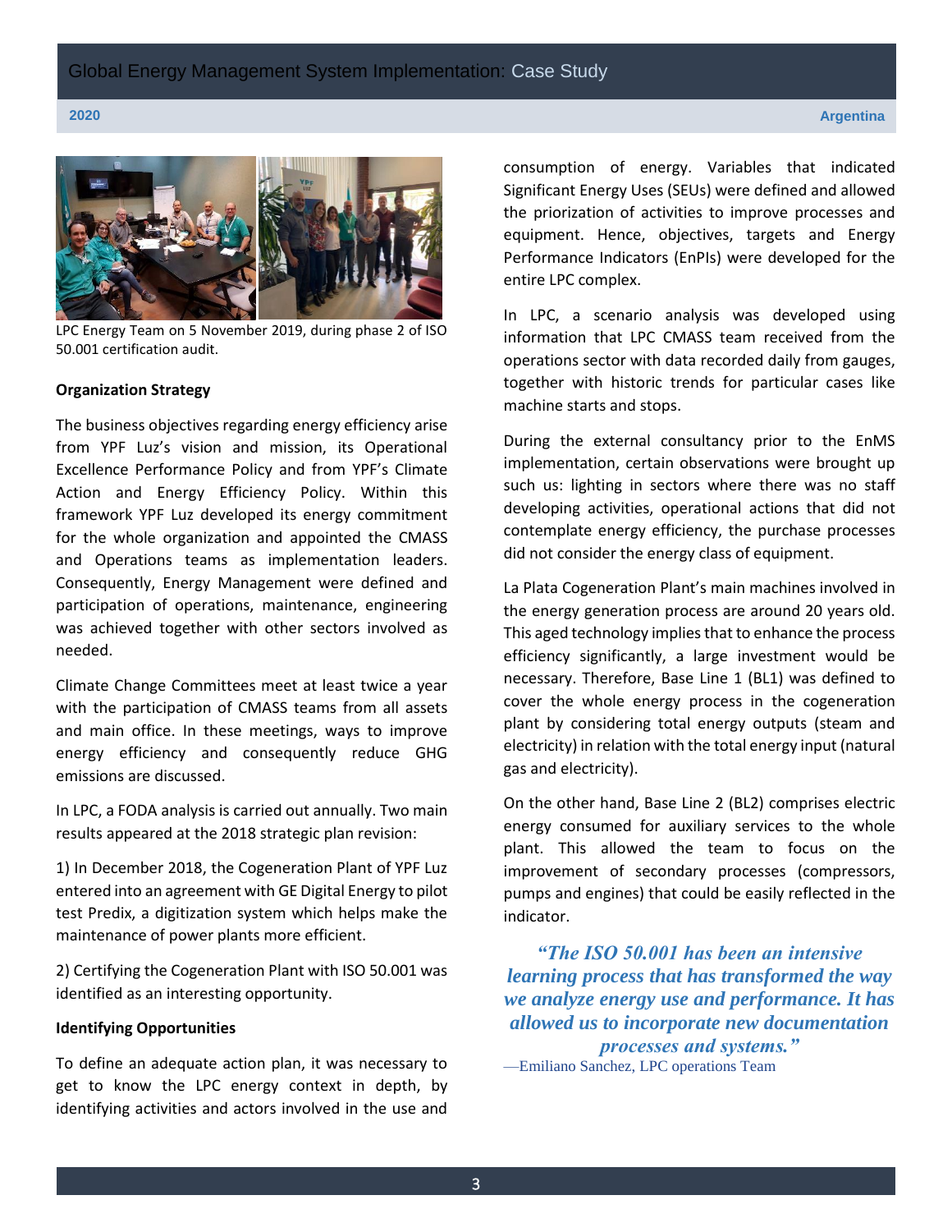LPC Energy Team on 5 November 2019, during phase 2 of ISO 50.001 certification audit.

### Organization Strategy

The business objectives regarding energy efficiency arise from YPF Luz's vision and mission, its Operational Excellence Performance Policy and from YPF's Climate Action and Energy Efficiency Policy. Within this framework YPF Luz developed its energy commitment for the whole organization and appointed the CMASS and Operations teams as implementation leaders. Consequently, Energy Management were defined and participation of operations, maintenance, engineering was achieved together with other sectors involved as needed.

Climate Change Committees meet at least twice a year with the participation of CMASS teams from all assets and main office. In these meetings, ways to improve energy efficiency and consequently reduce GHG emissions are discussed.

In LPC, a FODA analysis is carried out annually. Two main results appeared at the 2018 strategic plan revision:

1) In December 2018, the Cogeneration Plant of YPF Luz entered into an agreement with GE Digital Energy to pilot test Predix, a digitization system which helps make the maintenance of power plants more efficient.

2) Certifying the Cogeneration Plant with ISO 50.001 was identified as an interesting opportunity.

### Identifying Opportunities

To define an adequate action plan, it was necessary to get to know the LPC energy context in depth, by identifying activities and actors involved in the use and consumption of energy. Variables that indicated Significant Energy Uses (SEUs) were defined and allowed the priorization of activities to improve processes and equipment. Hence, objectives, targets and Energy Performance Indicators (EnPIs) were developed for the entire LPC complex.

In LPC, a scenario analysis was developed using information that LPC CMASS team received from the operations sector with data recorded daily from gauges, together with historic trends for particular cases like machine starts and stops.

During the external consultancy prior to the EnMS implementation, certain observations were brought up such us: lighting in sectors where there was no staff developing activities, operational actions that did not contemplate energy efficiency, the purchase processes did not consider the energy class of equipment.

La Plata Cogeneration Plant's main machines involved in the energy generation process are around 20 years old. This aged technology implies that to enhance the process efficiency significantly, a large investment would be necessary. Therefore, Base Line 1 (BL1) was defined to cover the whole energy process in the cogeneration plant by considering total energy outputs (steam and electricity) in relation with the total energy input (natural gas and electricity).

On the other hand, Base Line 2 (BL2) comprises electric energy consumed for auxiliary services to the whole plant. This allowed the team to focus on the improvement of secondary processes (compressors, pumps and engines) that could be easily reflected in the indicator.

> ***"The ISO 50.001 has been an intensive learning process that has transformed the way we analyze energy use and performance. It has allowed us to incorporate new documentation processes and systems."***
>
> —Emiliano Sanchez, LPC operations Team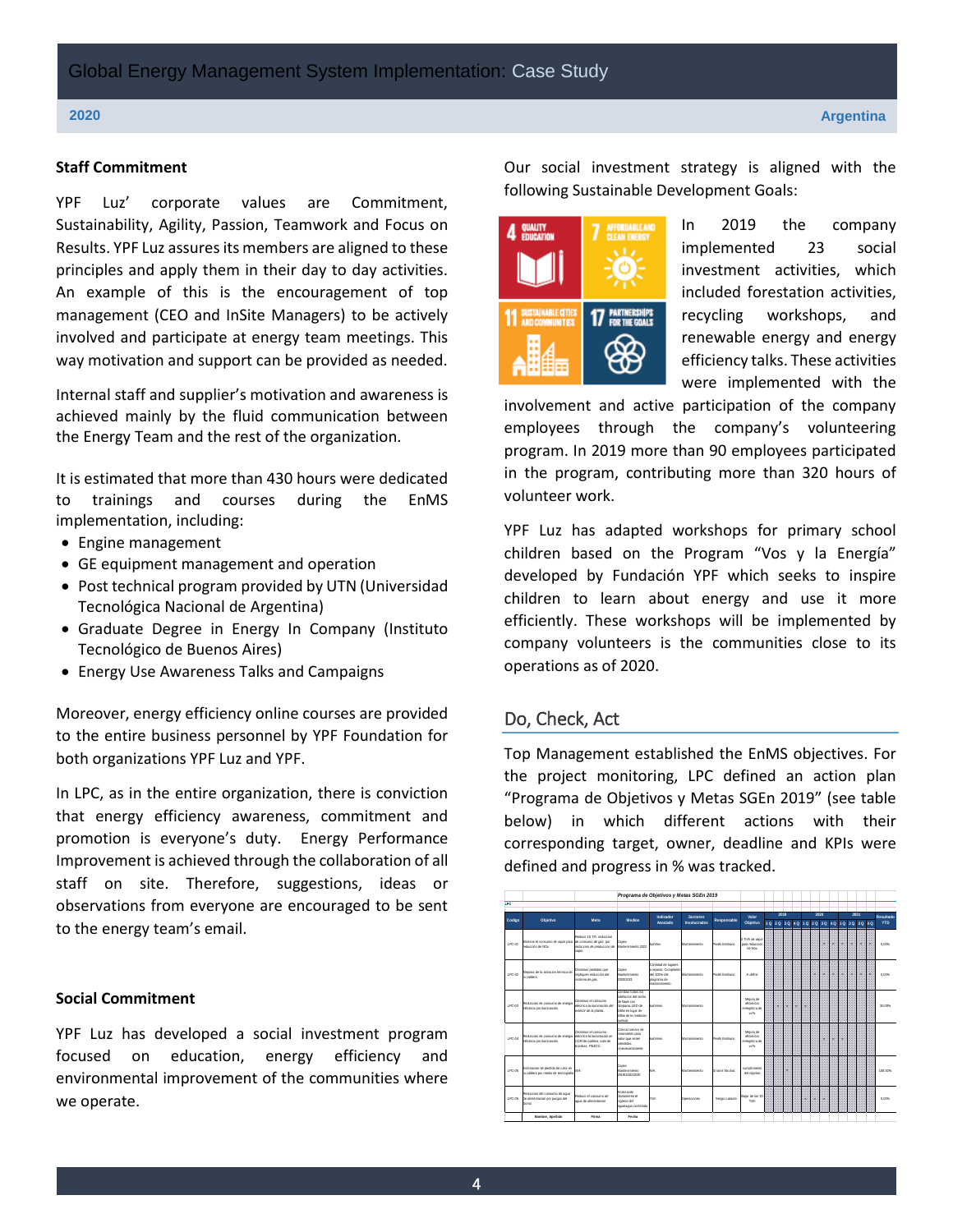## Staff Commitment

YPF Luz' corporate values are Commitment, Sustainability, Agility, Passion, Teamwork and Focus on Results. YPF Luz assures its members are aligned to these principles and apply them in their day to day activities. An example of this is the encouragement of top management (CEO and InSite Managers) to be actively involved and participate at energy team meetings. This way motivation and support can be provided as needed.

Internal staff and supplier's motivation and awareness is achieved mainly by the fluid communication between the Energy Team and the rest of the organization.

It is estimated that more than 430 hours were dedicated to trainings and courses during the EnMS implementation, including:

- Engine management
- GE equipment management and operation
- Post technical program provided by UTN (Universidad Tecnológica Nacional de Argentina)
- Graduate Degree in Energy In Company (Instituto Tecnológico de Buenos Aires)
- Energy Use Awareness Talks and Campaigns

Moreover, energy efficiency online courses are provided to the entire business personnel by YPF Foundation for both organizations YPF Luz and YPF.

In LPC, as in the entire organization, there is conviction that energy efficiency awareness, commitment and promotion is everyone's duty. Energy Performance Improvement is achieved through the collaboration of all staff on site. Therefore, suggestions, ideas or observations from everyone are encouraged to be sent to the energy team's email.

## Social Commitment

YPF Luz has developed a social investment program focused on education, energy efficiency and environmental improvement of the communities where we operate.

Our social investment strategy is aligned with the following Sustainable Development Goals:

In 2019 the company implemented 23 social investment activities, which included forestation activities, recycling workshops, and renewable energy and energy efficiency talks. These activities were implemented with the involvement and active participation of the company employees through the company's volunteering program. In 2019 more than 90 employees participated in the program, contributing more than 320 hours of volunteer work.

YPF Luz has adapted workshops for primary school children based on the Program "Vos y la Energía" developed by Fundación YPF which seeks to inspire children to learn about energy and use it more efficiently. These workshops will be implemented by company volunteers is the communities close to its operations as of 2020.

## Do, Check, Act

Top Management established the EnMS objectives. For the project monitoring, LPC defined an action plan "Programa de Objetivos y Metas SGEn 2019" (see table below) in which different actions with their corresponding target, owner, deadline and KPIs were defined and progress in % was tracked.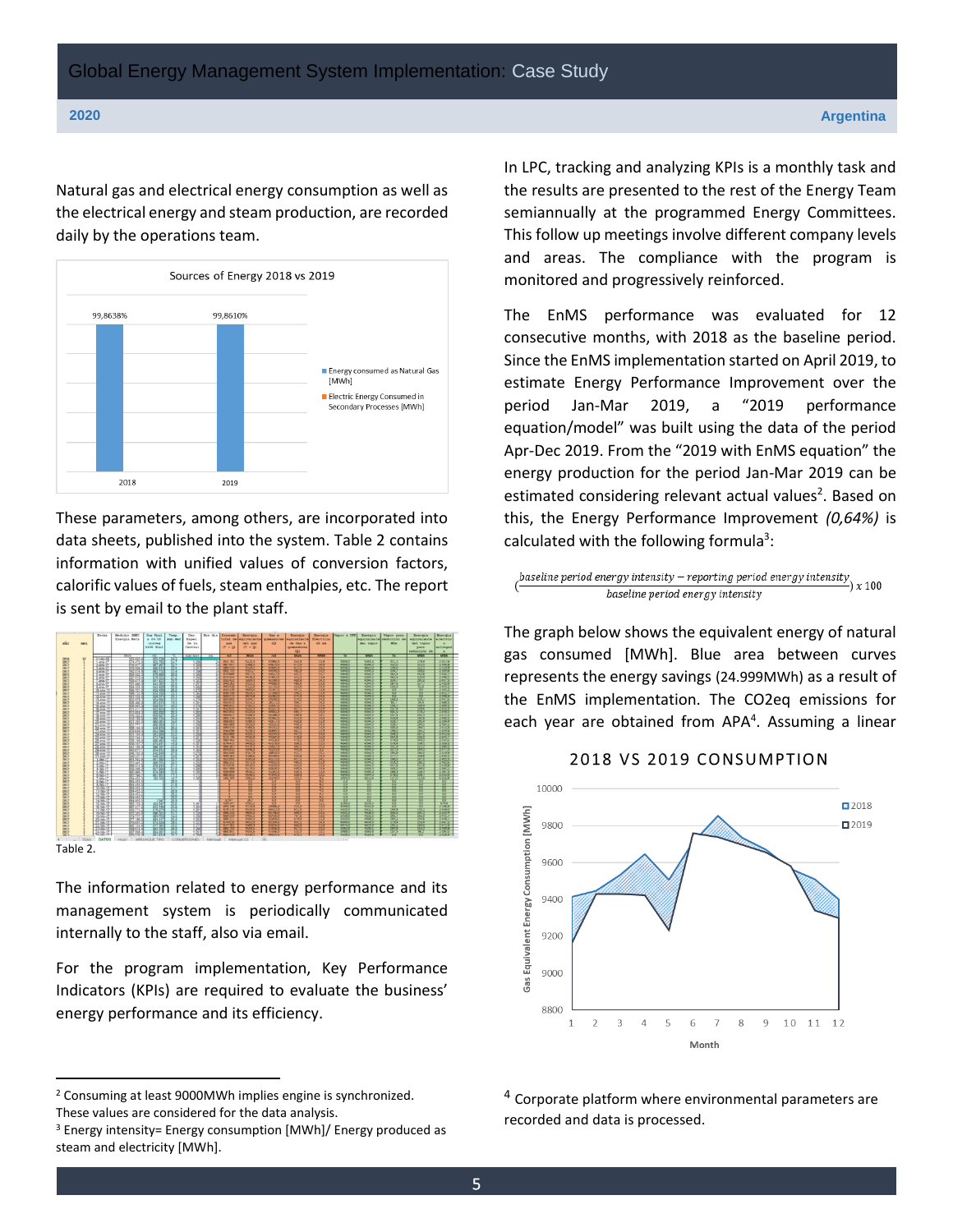Natural gas and electrical energy consumption as well as the electrical energy and steam production, are recorded daily by the operations team.

These parameters, among others, are incorporated into data sheets, published into the system. Table 2 contains information with unified values of conversion factors, calorific values of fuels, steam enthalpies, etc. The report is sent by email to the plant staff.

Table 2.

The information related to energy performance and its management system is periodically communicated internally to the staff, also via email.

For the program implementation, Key Performance Indicators (KPIs) are required to evaluate the business' energy performance and its efficiency.

In LPC, tracking and analyzing KPIs is a monthly task and the results are presented to the rest of the Energy Team semiannually at the programmed Energy Committees. This follow up meetings involve different company levels and areas. The compliance with the program is monitored and progressively reinforced.

The EnMS performance was evaluated for 12 consecutive months, with 2018 as the baseline period. Since the EnMS implementation started on April 2019, to estimate Energy Performance Improvement over the period Jan-Mar 2019, a "2019 performance equation/model" was built using the data of the period Apr-Dec 2019. From the "2019 with EnMS equation" the energy production for the period Jan-Mar 2019 can be estimated considering relevant actual values[2]. Based on this, the Energy Performance Improvement *(0,64%)* is calculated with the following formula[3]:

$$\left(\frac{\text{baseline period energy intensity} - \text{reporting period energy intensity}}{\text{baseline period energy intensity}}\right) x\ 100$$

The graph below shows the equivalent energy of natural gas consumed [MWh]. Blue area between curves represents the energy savings (24.999MWh) as a result of the EnMS implementation. The CO2eq emissions for each year are obtained from APA[4]. Assuming a linear

---

[2] Consuming at least 9000MWh implies engine is synchronized. These values are considered for the data analysis.

[3] Energy intensity= Energy consumption [MWh]/ Energy produced as steam and electricity [MWh].

[4] Corporate platform where environmental parameters are recorded and data is processed.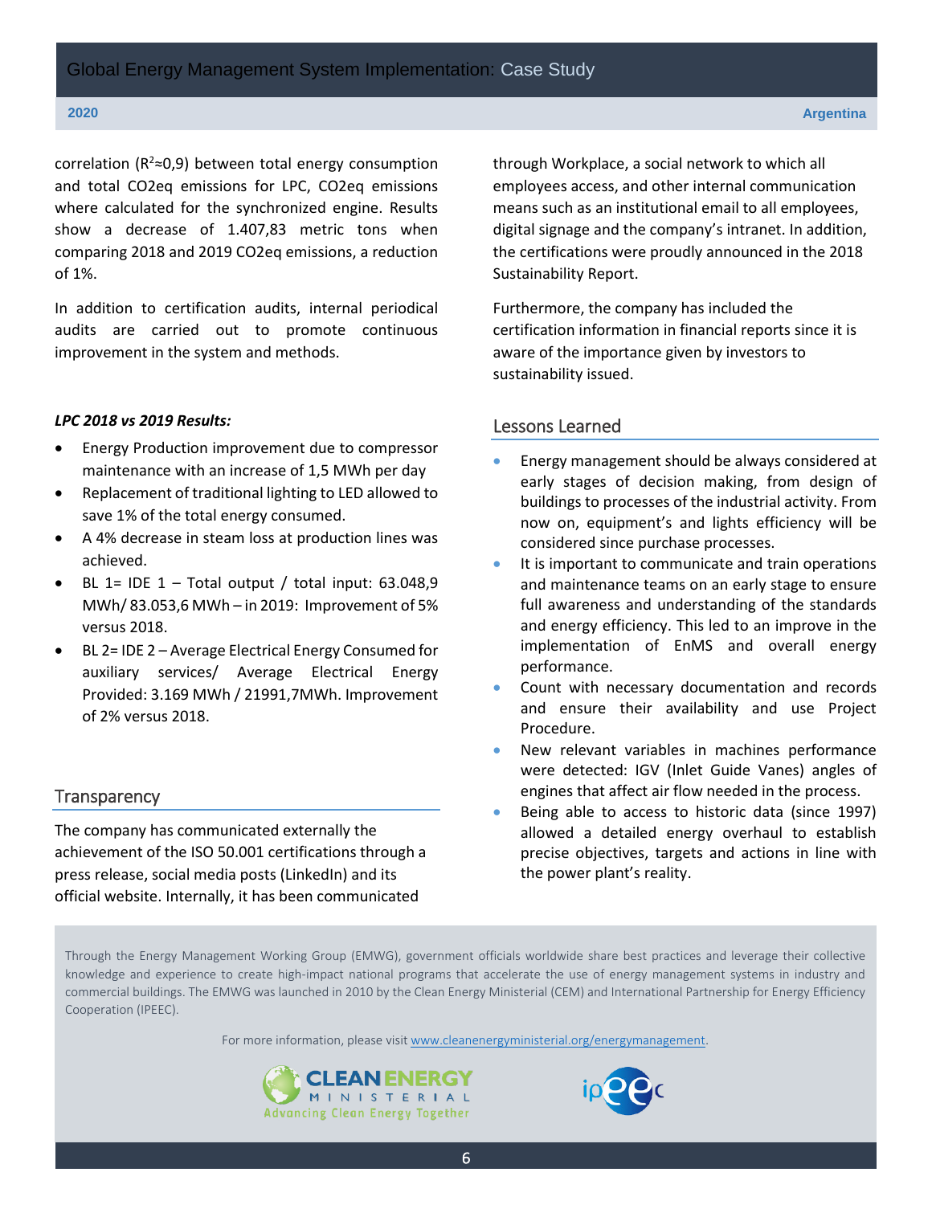correlation ($R^2$≈0,9) between total energy consumption and total $CO_2$eq emissions for LPC, $CO_2$eq emissions where calculated for the synchronized engine. Results show a decrease of 1.407,83 metric tons when comparing 2018 and 2019 $CO_2$eq emissions, a reduction of 1%.

In addition to certification audits, internal periodical audits are carried out to promote continuous improvement in the system and methods.

***LPC 2018 vs 2019 Results:***

- Energy Production improvement due to compressor maintenance with an increase of 1,5 MWh per day
- Replacement of traditional lighting to LED allowed to save 1% of the total energy consumed.
- A 4% decrease in steam loss at production lines was achieved.
- BL 1= IDE 1 – Total output / total input: 63.048,9 MWh/ 83.053,6 MWh – in 2019: Improvement of 5% versus 2018.
- BL 2= IDE 2 – Average Electrical Energy Consumed for auxiliary services/ Average Electrical Energy Provided: 3.169 MWh / 21991,7MWh. Improvement of 2% versus 2018.

## Transparency

The company has communicated externally the achievement of the ISO 50.001 certifications through a press release, social media posts (LinkedIn) and its official website. Internally, it has been communicated through Workplace, a social network to which all employees access, and other internal communication means such as an institutional email to all employees, digital signage and the company's intranet. In addition, the certifications were proudly announced in the 2018 Sustainability Report.

Furthermore, the company has included the certification information in financial reports since it is aware of the importance given by investors to sustainability issued.

## Lessons Learned

- Energy management should be always considered at early stages of decision making, from design of buildings to processes of the industrial activity. From now on, equipment's and lights efficiency will be considered since purchase processes.
- It is important to communicate and train operations and maintenance teams on an early stage to ensure full awareness and understanding of the standards and energy efficiency. This led to an improve in the implementation of EnMS and overall energy performance.
- Count with necessary documentation and records and ensure their availability and use Project Procedure.
- New relevant variables in machines performance were detected: IGV (Inlet Guide Vanes) angles of engines that affect air flow needed in the process.
- Being able to access to historic data (since 1997) allowed a detailed energy overhaul to establish precise objectives, targets and actions in line with the power plant's reality.

Through the Energy Management Working Group (EMWG), government officials worldwide share best practices and leverage their collective knowledge and experience to create high-impact national programs that accelerate the use of energy management systems in industry and commercial buildings. The EMWG was launched in 2010 by the Clean Energy Ministerial (CEM) and International Partnership for Energy Efficiency Cooperation (IPEEC).

For more information, please visit www.cleanenergyministerial.org/energymanagement.

CLEAN ENERGY MINISTERIAL
Advancing Clean Energy Together

ipeec